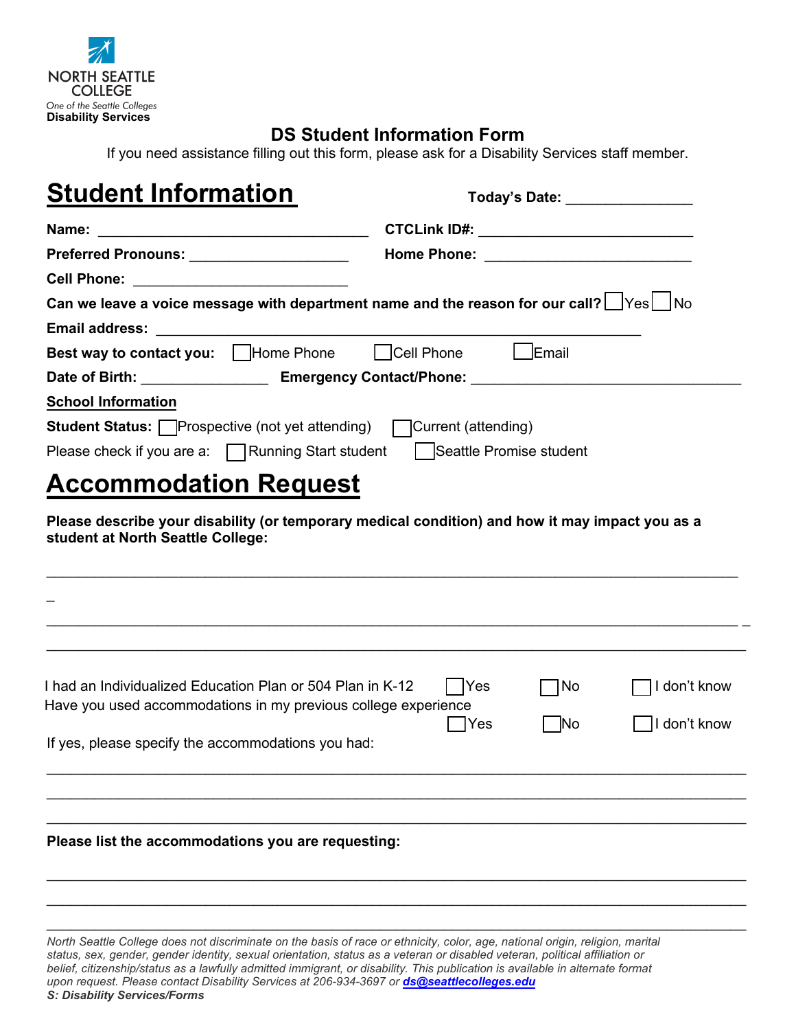NORTH SEATTLE COLLEGE
*One of the Seattle Colleges*
**Disability Services**

# DS Student Information Form

If you need assistance filling out this form, please ask for a Disability Services staff member.

## Student Information

**Today's Date:** ________________

**Name:** ____________________________________ **CTCLink ID#:** ____________________________

**Preferred Pronouns:** ____________________ **Home Phone:** ___________________________

**Cell Phone:** ____________________________

**Can we leave a voice message with department name and the reason for our call?** ☐ Yes ☐ No

**Email address:** ________________________________________________________________

**Best way to contact you:** ☐ Home Phone ☐ Cell Phone ☐ Email

**Date of Birth:** ________________ **Emergency Contact/Phone:** ____________________________________

**School Information**

**Student Status:** ☐ Prospective (not yet attending) ☐ Current (attending)

Please check if you are a: ☐ Running Start student ☐ Seattle Promise student

## Accommodation Request

**Please describe your disability (or temporary medical condition) and how it may impact you as a student at North Seattle College:**

_____________________________________________________________________________________

_____________________________________________________________________________________

_____________________________________________________________________________________

I had an Individualized Education Plan or 504 Plan in K-12 ☐ Yes ☐ No ☐ I don't know

Have you used accommodations in my previous college experience ☐ Yes ☐ No ☐ I don't know

If yes, please specify the accommodations you had:

_____________________________________________________________________________________

_____________________________________________________________________________________

_____________________________________________________________________________________

**Please list the accommodations you are requesting:**

_____________________________________________________________________________________

_____________________________________________________________________________________

_____________________________________________________________________________________

*North Seattle College does not discriminate on the basis of race or ethnicity, color, age, national origin, religion, marital status, sex, gender, gender identity, sexual orientation, status as a veteran or disabled veteran, political affiliation or belief, citizenship/status as a lawfully admitted immigrant, or disability. This publication is available in alternate format upon request. Please contact Disability Services at 206-934-3697 or* ***ds@seattlecolleges.edu***

***S: Disability Services/Forms***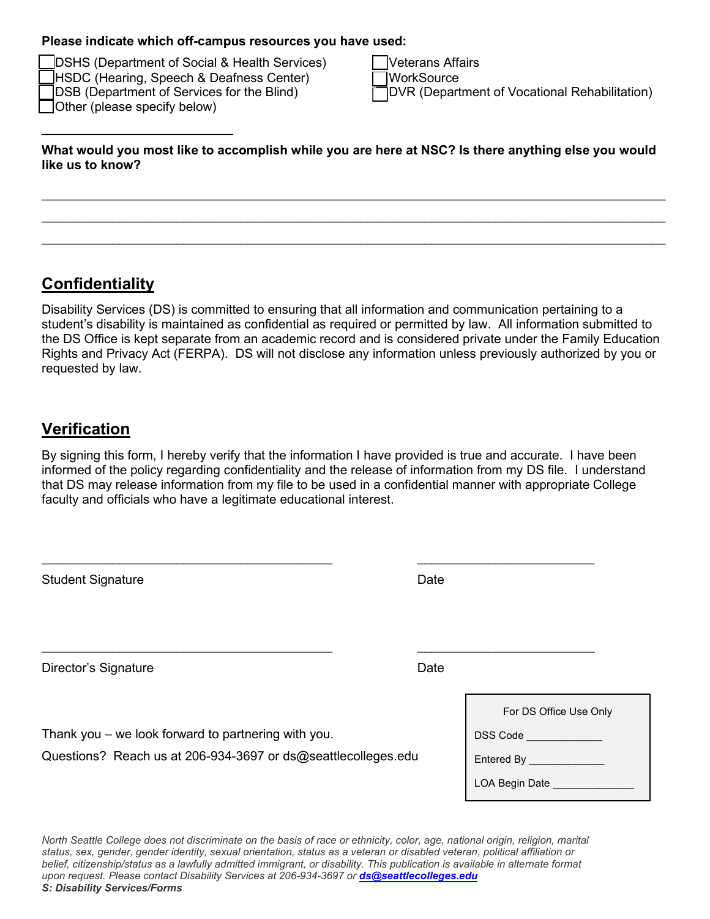**Please indicate which off-campus resources you have used:**

- ☐ DSHS (Department of Social & Health Services)
- ☐ HSDC (Hearing, Speech & Deafness Center)
- ☐ DSB (Department of Services for the Blind)
- ☐ Other (please specify below)
- ☐ Veterans Affairs
- ☐ WorkSource
- ☐ DVR (Department of Vocational Rehabilitation)

___________________________

**What would you most like to accomplish while you are here at NSC? Is there anything else you would like us to know?**

_______________________________________________________________________________

_______________________________________________________________________________

_______________________________________________________________________________

## Confidentiality

Disability Services (DS) is committed to ensuring that all information and communication pertaining to a student's disability is maintained as confidential as required or permitted by law. All information submitted to the DS Office is kept separate from an academic record and is considered private under the Family Education Rights and Privacy Act (FERPA). DS will not disclose any information unless previously authorized by you or requested by law.

## Verification

By signing this form, I hereby verify that the information I have provided is true and accurate. I have been informed of the policy regarding confidentiality and the release of information from my DS file. I understand that DS may release information from my file to be used in a confidential manner with appropriate College faculty and officials who have a legitimate educational interest.

_________________________________________ _________________________

Student Signature Date

_________________________________________ _________________________

Director's Signature Date

Thank you – we look forward to partnering with you.

Questions? Reach us at 206-934-3697 or ds@seattlecolleges.edu

| For DS Office Use Only |
|---|
| DSS Code ____________ |
| Entered By ____________ |
| LOA Begin Date _____________ |

*North Seattle College does not discriminate on the basis of race or ethnicity, color, age, national origin, religion, marital status, sex, gender, gender identity, sexual orientation, status as a veteran or disabled veteran, political affiliation or belief, citizenship/status as a lawfully admitted immigrant, or disability. This publication is available in alternate format upon request. Please contact Disability Services at 206-934-3697 or* ***ds@seattlecolleges.edu***

***S: Disability Services/Forms***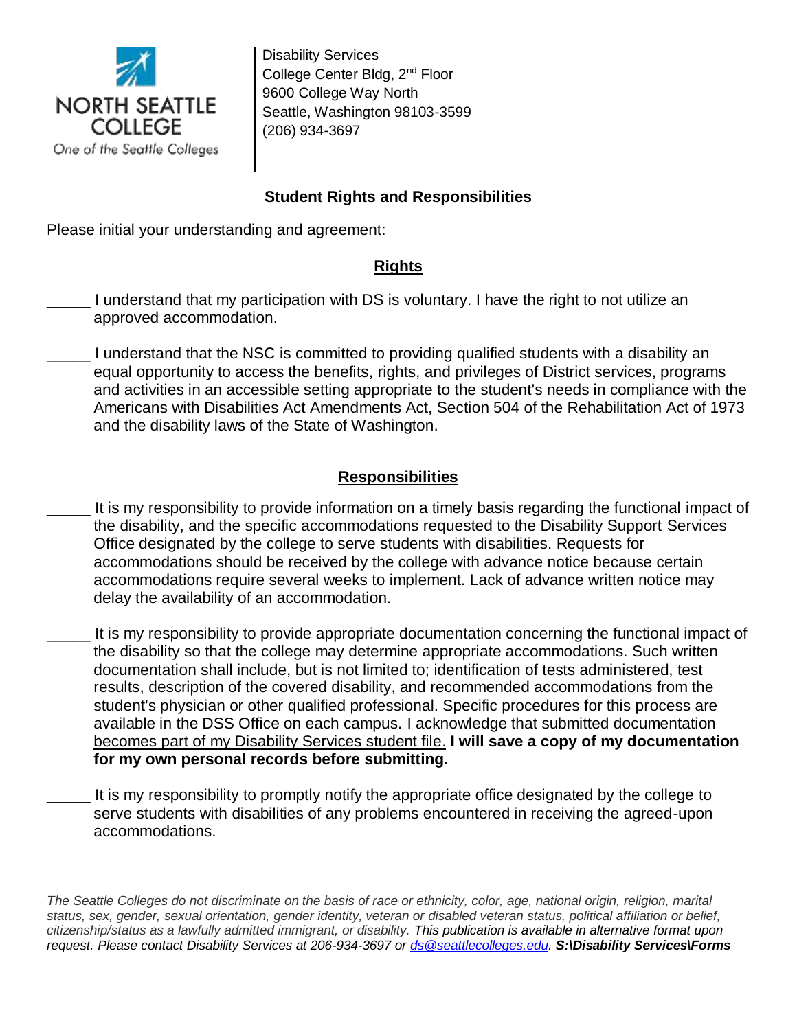NORTH SEATTLE COLLEGE
One of the Seattle Colleges

Disability Services
College Center Bldg, 2nd Floor
9600 College Way North
Seattle, Washington 98103-3599
(206) 934-3697

## Student Rights and Responsibilities

Please initial your understanding and agreement:

### Rights

_____ I understand that my participation with DS is voluntary. I have the right to not utilize an approved accommodation.

_____ I understand that the NSC is committed to providing qualified students with a disability an equal opportunity to access the benefits, rights, and privileges of District services, programs and activities in an accessible setting appropriate to the student's needs in compliance with the Americans with Disabilities Act Amendments Act, Section 504 of the Rehabilitation Act of 1973 and the disability laws of the State of Washington.

### Responsibilities

_____ It is my responsibility to provide information on a timely basis regarding the functional impact of the disability, and the specific accommodations requested to the Disability Support Services Office designated by the college to serve students with disabilities. Requests for accommodations should be received by the college with advance notice because certain accommodations require several weeks to implement. Lack of advance written notice may delay the availability of an accommodation.

_____ It is my responsibility to provide appropriate documentation concerning the functional impact of the disability so that the college may determine appropriate accommodations. Such written documentation shall include, but is not limited to; identification of tests administered, test results, description of the covered disability, and recommended accommodations from the student's physician or other qualified professional. Specific procedures for this process are available in the DSS Office on each campus. I acknowledge that submitted documentation becomes part of my Disability Services student file. **I will save a copy of my documentation for my own personal records before submitting.**

_____ It is my responsibility to promptly notify the appropriate office designated by the college to serve students with disabilities of any problems encountered in receiving the agreed-upon accommodations.

*The Seattle Colleges do not discriminate on the basis of race or ethnicity, color, age, national origin, religion, marital status, sex, gender, sexual orientation, gender identity, veteran or disabled veteran status, political affiliation or belief, citizenship/status as a lawfully admitted immigrant, or disability. This publication is available in alternative format upon request. Please contact Disability Services at 206-934-3697 or ds@seattlecolleges.edu.* ***S:\Disability Services\Forms***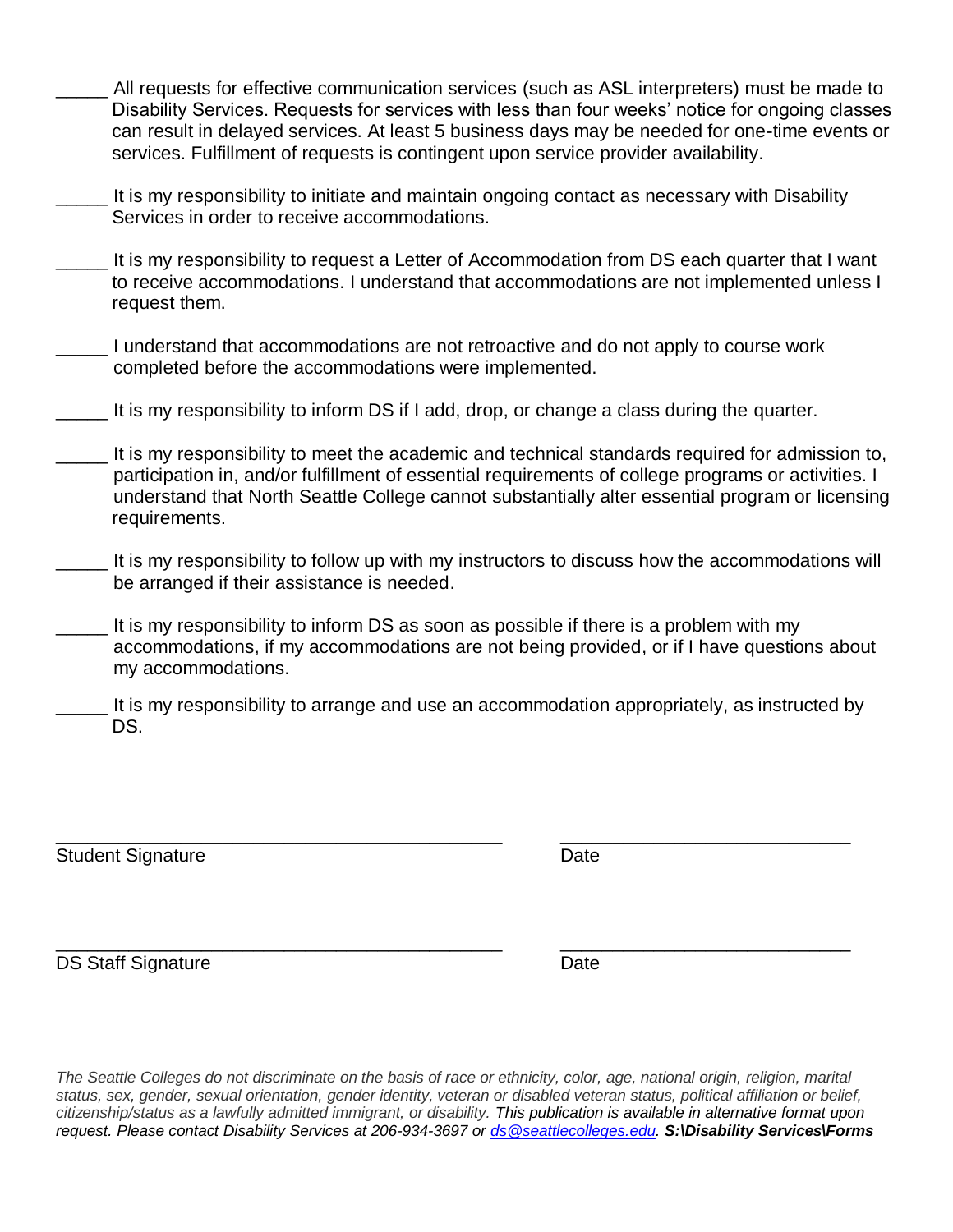_____ All requests for effective communication services (such as ASL interpreters) must be made to Disability Services. Requests for services with less than four weeks' notice for ongoing classes can result in delayed services. At least 5 business days may be needed for one-time events or services. Fulfillment of requests is contingent upon service provider availability.

_____ It is my responsibility to initiate and maintain ongoing contact as necessary with Disability Services in order to receive accommodations.

_____ It is my responsibility to request a Letter of Accommodation from DS each quarter that I want to receive accommodations. I understand that accommodations are not implemented unless I request them.

_____ I understand that accommodations are not retroactive and do not apply to course work completed before the accommodations were implemented.

_____ It is my responsibility to inform DS if I add, drop, or change a class during the quarter.

_____ It is my responsibility to meet the academic and technical standards required for admission to, participation in, and/or fulfillment of essential requirements of college programs or activities. I understand that North Seattle College cannot substantially alter essential program or licensing requirements.

_____ It is my responsibility to follow up with my instructors to discuss how the accommodations will be arranged if their assistance is needed.

_____ It is my responsibility to inform DS as soon as possible if there is a problem with my accommodations, if my accommodations are not being provided, or if I have questions about my accommodations.

_____ It is my responsibility to arrange and use an accommodation appropriately, as instructed by DS.

_____________________________________________ ____________________________

Student Signature Date

_____________________________________________ ____________________________

DS Staff Signature Date

*The Seattle Colleges do not discriminate on the basis of race or ethnicity, color, age, national origin, religion, marital status, sex, gender, sexual orientation, gender identity, veteran or disabled veteran status, political affiliation or belief, citizenship/status as a lawfully admitted immigrant, or disability. This publication is available in alternative format upon request. Please contact Disability Services at 206-934-3697 or [ds@seattlecolleges.edu](mailto:ds@seattlecolleges.edu).* ***S:\Disability Services\Forms***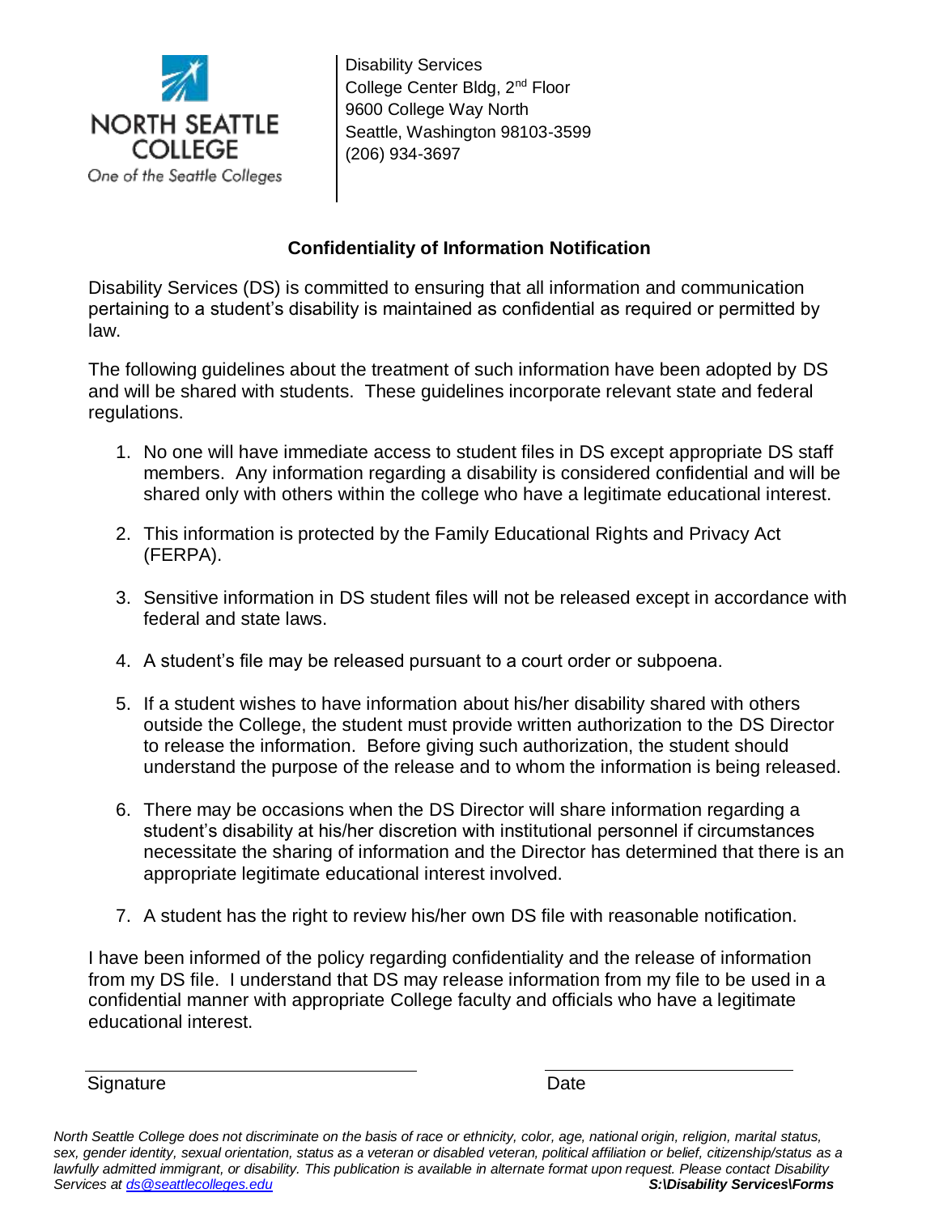NORTH SEATTLE COLLEGE
One of the Seattle Colleges

Disability Services
College Center Bldg, 2nd Floor
9600 College Way North
Seattle, Washington 98103-3599
(206) 934-3697

## Confidentiality of Information Notification

Disability Services (DS) is committed to ensuring that all information and communication pertaining to a student's disability is maintained as confidential as required or permitted by law.

The following guidelines about the treatment of such information have been adopted by DS and will be shared with students. These guidelines incorporate relevant state and federal regulations.

1. No one will have immediate access to student files in DS except appropriate DS staff members. Any information regarding a disability is considered confidential and will be shared only with others within the college who have a legitimate educational interest.
2. This information is protected by the Family Educational Rights and Privacy Act (FERPA).
3. Sensitive information in DS student files will not be released except in accordance with federal and state laws.
4. A student's file may be released pursuant to a court order or subpoena.
5. If a student wishes to have information about his/her disability shared with others outside the College, the student must provide written authorization to the DS Director to release the information. Before giving such authorization, the student should understand the purpose of the release and to whom the information is being released.
6. There may be occasions when the DS Director will share information regarding a student's disability at his/her discretion with institutional personnel if circumstances necessitate the sharing of information and the Director has determined that there is an appropriate legitimate educational interest involved.
7. A student has the right to review his/her own DS file with reasonable notification.

I have been informed of the policy regarding confidentiality and the release of information from my DS file. I understand that DS may release information from my file to be used in a confidential manner with appropriate College faculty and officials who have a legitimate educational interest.

\_\_\_\_\_\_\_\_\_\_\_\_\_\_\_\_\_\_\_\_\_\_\_\_\_\_\_\_\_\_ \_\_\_\_\_\_\_\_\_\_\_\_\_\_\_\_\_\_\_\_
Signature Date

*North Seattle College does not discriminate on the basis of race or ethnicity, color, age, national origin, religion, marital status, sex, gender identity, sexual orientation, status as a veteran or disabled veteran, political affiliation or belief, citizenship/status as a lawfully admitted immigrant, or disability. This publication is available in alternate format upon request. Please contact Disability Services at ds@seattlecolleges.edu* ***S:\Disability Services\Forms***